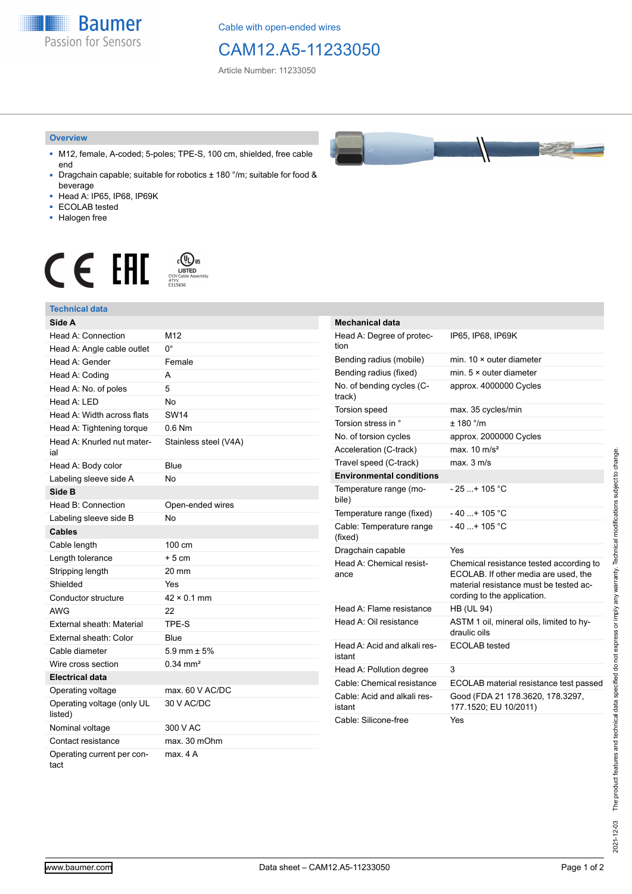Cable with open-ended wires

# CAM12.A5-11233050

Article Number: 11233050

## Overview

- M12, female, A-coded; 5-poles; TPE-S, 100 cm, shielded, free cable end
- Dragchain capable; suitable for robotics ± 180 °/m; suitable for food & beverage
- Head A: IP65, IP68, IP69K
- ECOLAB tested
- Halogen free

## Technical data

| **Side A** | |
|---|---|
| Head A: Connection | M12 |
| Head A: Angle cable outlet | 0° |
| Head A: Gender | Female |
| Head A: Coding | A |
| Head A: No. of poles | 5 |
| Head A: LED | No |
| Head A: Width across flats | SW14 |
| Head A: Tightening torque | 0.6 Nm |
| Head A: Knurled nut material | Stainless steel (V4A) |
| Head A: Body color | Blue |
| Labeling sleeve side A | No |
| **Side B** | |
| Head B: Connection | Open-ended wires |
| Labeling sleeve side B | No |
| **Cables** | |
| Cable length | 100 cm |
| Length tolerance | + 5 cm |
| Stripping length | 20 mm |
| Shielded | Yes |
| Conductor structure | 42 × 0.1 mm |
| AWG | 22 |
| External sheath: Material | TPE-S |
| External sheath: Color | Blue |
| Cable diameter | 5.9 mm ± 5% |
| Wire cross section | 0.34 mm² |
| **Electrical data** | |
| Operating voltage | max. 60 V AC/DC |
| Operating voltage (only UL listed) | 30 V AC/DC |
| Nominal voltage | 300 V AC |
| Contact resistance | max. 30 mOhm |
| Operating current per contact | max. 4 A |

| **Mechanical data** | |
|---|---|
| Head A: Degree of protection | IP65, IP68, IP69K |
| Bending radius (mobile) | min. 10 × outer diameter |
| Bending radius (fixed) | min. 5 × outer diameter |
| No. of bending cycles (C-track) | approx. 4000000 Cycles |
| Torsion speed | max. 35 cycles/min |
| Torsion stress in ° | ± 180 °/m |
| No. of torsion cycles | approx. 2000000 Cycles |
| Acceleration (C-track) | max. 10 m/s² |
| Travel speed (C-track) | max. 3 m/s |
| **Environmental conditions** | |
| Temperature range (mobile) | - 25 ...+ 105 °C |
| Temperature range (fixed) | - 40 ...+ 105 °C |
| Cable: Temperature range (fixed) | - 40 ...+ 105 °C |
| Dragchain capable | Yes |
| Head A: Chemical resistance | Chemical resistance tested according to ECOLAB. If other media are used, the material resistance must be tested according to the application. |
| Head A: Flame resistance | HB (UL 94) |
| Head A: Oil resistance | ASTM 1 oil, mineral oils, limited to hydraulic oils |
| Head A: Acid and alkali resistant | ECOLAB tested |
| Head A: Pollution degree | 3 |
| Cable: Chemical resistance | ECOLAB material resistance test passed |
| Cable: Acid and alkali resistant | Good (FDA 21 178.3620, 178.3297, 177.1520; EU 10/2011) |
| Cable: Silicone-free | Yes |

2021-12-03 The product features and technical data specified do not express or imply any warranty. Technical modifications subject to change.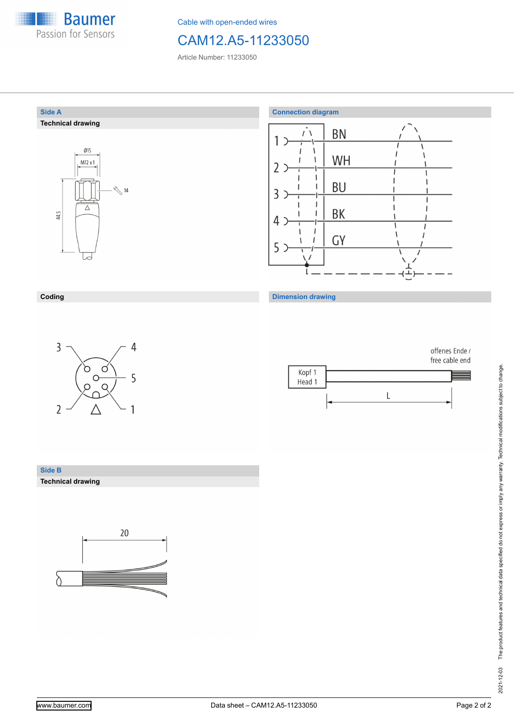Cable with open-ended wires

# CAM12.A5-11233050

Article Number: 11233050

## Side A

### Technical drawing

Ø15

M12 x 1

14

44.5

## Connection diagram

1 BN

2 WH

3 BU

4 BK

5 GY

### Coding

3 4

5

2 1

## Dimension drawing

Kopf 1
Head 1

offenes Ende /
free cable end

L

## Side B

### Technical drawing

20

The product features and technical data specified do not express or imply any warranty. Technical modifications subject to change.

2021-12-03

www.baumer.com

Data sheet – CAM12.A5-11233050